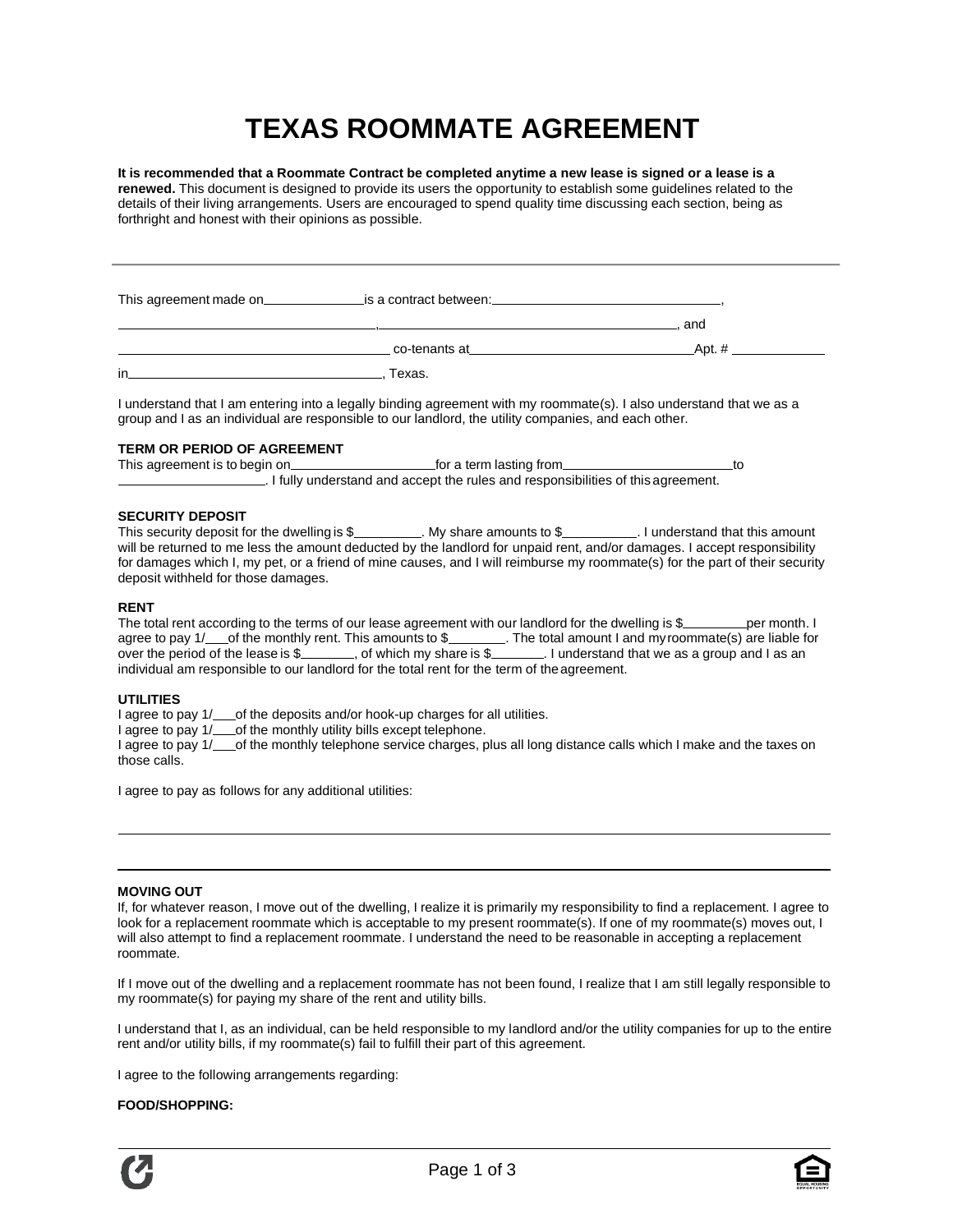# TEXAS ROOMMATE AGREEMENT

**It is recommended that a Roommate Contract be completed anytime a new lease is signed or a lease is a renewed.** This document is designed to provide its users the opportunity to establish some guidelines related to the details of their living arrangements. Users are encouraged to spend quality time discussing each section, being as forthright and honest with their opinions as possible.

---

This agreement made on______________is a contract between:________________________________,

____________________________________,____________________________________________, and

____________________________________ co-tenants at________________________________Apt. # _____________

in____________________________________, Texas.

I understand that I am entering into a legally binding agreement with my roommate(s). I also understand that we as a group and I as an individual are responsible to our landlord, the utility companies, and each other.

**TERM OR PERIOD OF AGREEMENT**

This agreement is to begin on____________________for a term lasting from________________________to ____________________. I fully understand and accept the rules and responsibilities of this agreement.

**SECURITY DEPOSIT**

This security deposit for the dwelling is $_________. My share amounts to $__________. I understand that this amount will be returned to me less the amount deducted by the landlord for unpaid rent, and/or damages. I accept responsibility for damages which I, my pet, or a friend of mine causes, and I will reimburse my roommate(s) for the part of their security deposit withheld for those damages.

**RENT**

The total rent according to the terms of our lease agreement with our landlord for the dwelling is $_________per month. I agree to pay 1/___of the monthly rent. This amounts to $________. The total amount I and my roommate(s) are liable for over the period of the lease is $_______, of which my share is $_______. I understand that we as a group and I as an individual am responsible to our landlord for the total rent for the term of the agreement.

**UTILITIES**

I agree to pay 1/___of the deposits and/or hook-up charges for all utilities.

I agree to pay 1/___of the monthly utility bills except telephone.

I agree to pay 1/___of the monthly telephone service charges, plus all long distance calls which I make and the taxes on those calls.

I agree to pay as follows for any additional utilities:

______________________________________________________________________________________________

______________________________________________________________________________________________

**MOVING OUT**

If, for whatever reason, I move out of the dwelling, I realize it is primarily my responsibility to find a replacement. I agree to look for a replacement roommate which is acceptable to my present roommate(s). If one of my roommate(s) moves out, I will also attempt to find a replacement roommate. I understand the need to be reasonable in accepting a replacement roommate.

If I move out of the dwelling and a replacement roommate has not been found, I realize that I am still legally responsible to my roommate(s) for paying my share of the rent and utility bills.

I understand that I, as an individual, can be held responsible to my landlord and/or the utility companies for up to the entire rent and/or utility bills, if my roommate(s) fail to fulfill their part of this agreement.

I agree to the following arrangements regarding:

**FOOD/SHOPPING:**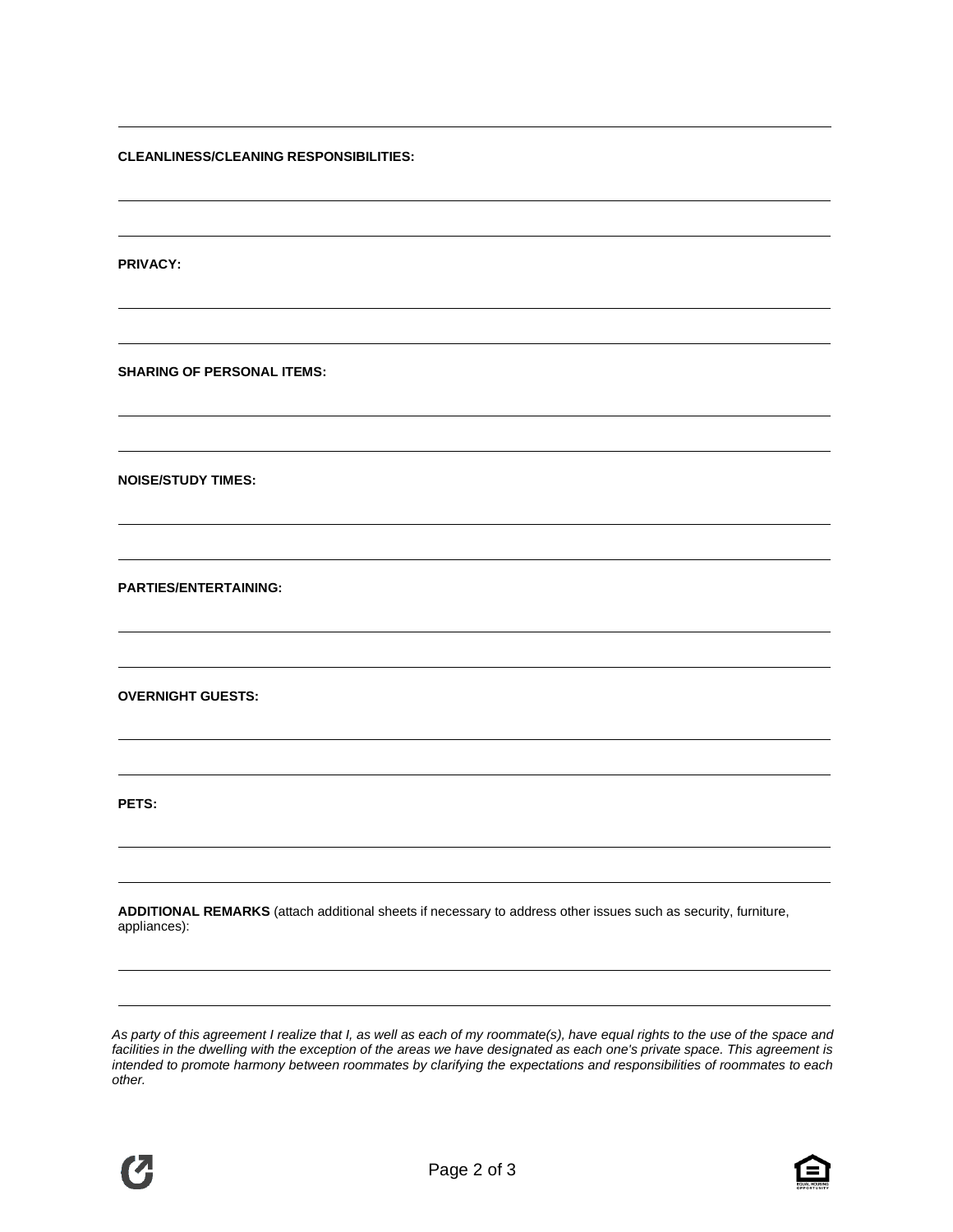**CLEANLINESS/CLEANING RESPONSIBILITIES:**

**PRIVACY:**

**SHARING OF PERSONAL ITEMS:**

**NOISE/STUDY TIMES:**

**PARTIES/ENTERTAINING:**

**OVERNIGHT GUESTS:**

**PETS:**

**ADDITIONAL REMARKS** (attach additional sheets if necessary to address other issues such as security, furniture, appliances):

*As party of this agreement I realize that I, as well as each of my roommate(s), have equal rights to the use of the space and facilities in the dwelling with the exception of the areas we have designated as each one's private space. This agreement is intended to promote harmony between roommates by clarifying the expectations and responsibilities of roommates to each other.*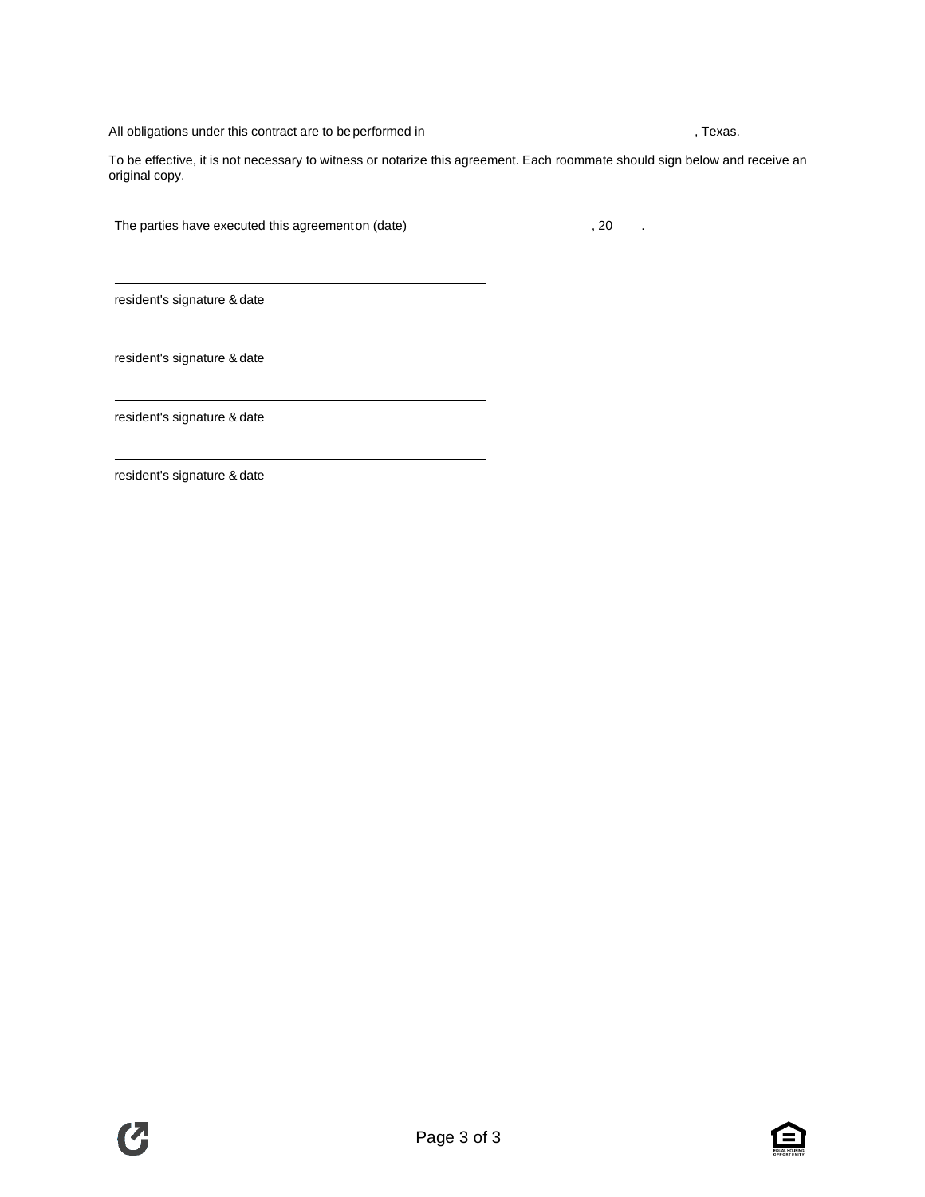All obligations under this contract are to be performed in ______________________________________, Texas.

To be effective, it is not necessary to witness or notarize this agreement. Each roommate should sign below and receive an original copy.

The parties have executed this agreement on (date) __________________________, 20____.

_____________________________________________

resident's signature & date

_____________________________________________

resident's signature & date

_____________________________________________

resident's signature & date

_____________________________________________

resident's signature & date